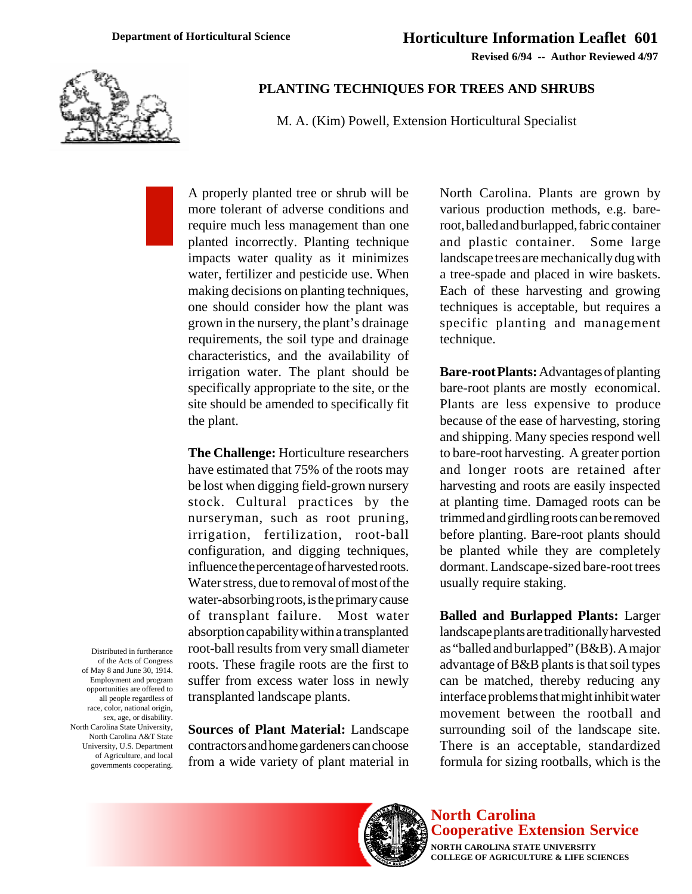Department of Horticultural Science

# Horticulture Information Leaflet 601

**Revised 6/94 -- Author Reviewed 4/97**

## PLANTING TECHNIQUES FOR TREES AND SHRUBS

M. A. (Kim) Powell, Extension Horticultural Specialist

A properly planted tree or shrub will be more tolerant of adverse conditions and require much less management than one planted incorrectly. Planting technique impacts water quality as it minimizes water, fertilizer and pesticide use. When making decisions on planting techniques, one should consider how the plant was grown in the nursery, the plant's drainage requirements, the soil type and drainage characteristics, and the availability of irrigation water. The plant should be specifically appropriate to the site, or the site should be amended to specifically fit the plant.

**The Challenge:** Horticulture researchers have estimated that 75% of the roots may be lost when digging field-grown nursery stock. Cultural practices by the nurseryman, such as root pruning, irrigation, fertilization, root-ball configuration, and digging techniques, influence the percentage of harvested roots. Water stress, due to removal of most of the water-absorbing roots, is the primary cause of transplant failure. Most water absorption capability within a transplanted root-ball results from very small diameter roots. These fragile roots are the first to suffer from excess water loss in newly transplanted landscape plants.

**Sources of Plant Material:** Landscape contractors and home gardeners can choose from a wide variety of plant material in North Carolina. Plants are grown by various production methods, e.g. bare-root, balled and burlapped, fabric container and plastic container. Some large landscape trees are mechanically dug with a tree-spade and placed in wire baskets. Each of these harvesting and growing techniques is acceptable, but requires a specific planting and management technique.

**Bare-root Plants:** Advantages of planting bare-root plants are mostly economical. Plants are less expensive to produce because of the ease of harvesting, storing and shipping. Many species respond well to bare-root harvesting. A greater portion and longer roots are retained after harvesting and roots are easily inspected at planting time. Damaged roots can be trimmed and girdling roots can be removed before planting. Bare-root plants should be planted while they are completely dormant. Landscape-sized bare-root trees usually require staking.

**Balled and Burlapped Plants:** Larger landscape plants are traditionally harvested as "balled and burlapped" (B&B). A major advantage of B&B plants is that soil types can be matched, thereby reducing any interface problems that might inhibit water movement between the rootball and surrounding soil of the landscape site. There is an acceptable, standardized formula for sizing rootballs, which is the

Distributed in furtherance of the Acts of Congress of May 8 and June 30, 1914. Employment and program opportunities are offered to all people regardless of race, color, national origin, sex, age, or disability. North Carolina State University, North Carolina A&T State University, U.S. Department of Agriculture, and local governments cooperating.

North Carolina Cooperative Extension Service
NORTH CAROLINA STATE UNIVERSITY
COLLEGE OF AGRICULTURE & LIFE SCIENCES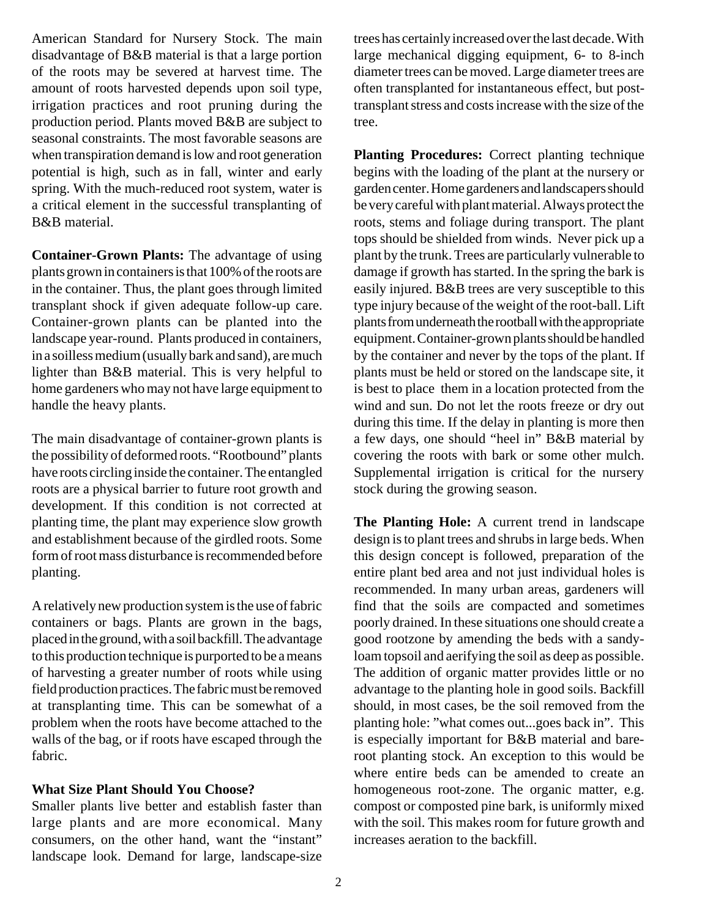American Standard for Nursery Stock. The main disadvantage of B&B material is that a large portion of the roots may be severed at harvest time. The amount of roots harvested depends upon soil type, irrigation practices and root pruning during the production period. Plants moved B&B are subject to seasonal constraints. The most favorable seasons are when transpiration demand is low and root generation potential is high, such as in fall, winter and early spring. With the much-reduced root system, water is a critical element in the successful transplanting of B&B material.

**Container-Grown Plants:** The advantage of using plants grown in containers is that 100% of the roots are in the container. Thus, the plant goes through limited transplant shock if given adequate follow-up care. Container-grown plants can be planted into the landscape year-round. Plants produced in containers, in a soilless medium (usually bark and sand), are much lighter than B&B material. This is very helpful to home gardeners who may not have large equipment to handle the heavy plants.

The main disadvantage of container-grown plants is the possibility of deformed roots. "Rootbound" plants have roots circling inside the container. The entangled roots are a physical barrier to future root growth and development. If this condition is not corrected at planting time, the plant may experience slow growth and establishment because of the girdled roots. Some form of root mass disturbance is recommended before planting.

A relatively new production system is the use of fabric containers or bags. Plants are grown in the bags, placed in the ground, with a soil backfill. The advantage to this production technique is purported to be a means of harvesting a greater number of roots while using field production practices. The fabric must be removed at transplanting time. This can be somewhat of a problem when the roots have become attached to the walls of the bag, or if roots have escaped through the fabric.

**What Size Plant Should You Choose?**

Smaller plants live better and establish faster than large plants and are more economical. Many consumers, on the other hand, want the "instant" landscape look. Demand for large, landscape-size trees has certainly increased over the last decade. With large mechanical digging equipment, 6- to 8-inch diameter trees can be moved. Large diameter trees are often transplanted for instantaneous effect, but post-transplant stress and costs increase with the size of the tree.

**Planting Procedures:** Correct planting technique begins with the loading of the plant at the nursery or garden center. Home gardeners and landscapers should be very careful with plant material. Always protect the roots, stems and foliage during transport. The plant tops should be shielded from winds. Never pick up a plant by the trunk. Trees are particularly vulnerable to damage if growth has started. In the spring the bark is easily injured. B&B trees are very susceptible to this type injury because of the weight of the root-ball. Lift plants from underneath the rootball with the appropriate equipment. Container-grown plants should be handled by the container and never by the tops of the plant. If plants must be held or stored on the landscape site, it is best to place them in a location protected from the wind and sun. Do not let the roots freeze or dry out during this time. If the delay in planting is more then a few days, one should "heel in" B&B material by covering the roots with bark or some other mulch. Supplemental irrigation is critical for the nursery stock during the growing season.

**The Planting Hole:** A current trend in landscape design is to plant trees and shrubs in large beds. When this design concept is followed, preparation of the entire plant bed area and not just individual holes is recommended. In many urban areas, gardeners will find that the soils are compacted and sometimes poorly drained. In these situations one should create a good rootzone by amending the beds with a sandy-loam topsoil and aerifying the soil as deep as possible. The addition of organic matter provides little or no advantage to the planting hole in good soils. Backfill should, in most cases, be the soil removed from the planting hole: "what comes out...goes back in". This is especially important for B&B material and bare-root planting stock. An exception to this would be where entire beds can be amended to create an homogeneous root-zone. The organic matter, e.g. compost or composted pine bark, is uniformly mixed with the soil. This makes room for future growth and increases aeration to the backfill.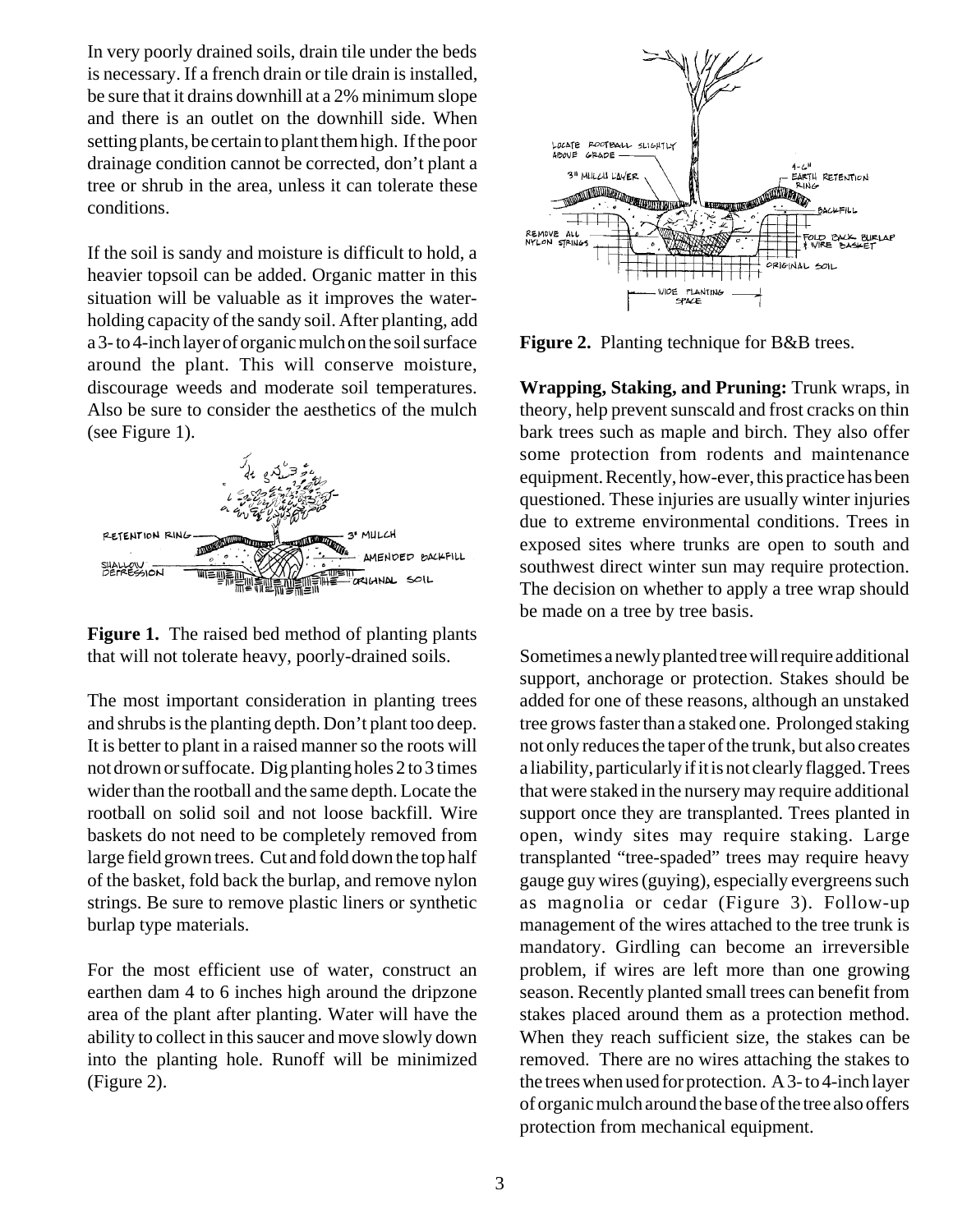In very poorly drained soils, drain tile under the beds is necessary. If a french drain or tile drain is installed, be sure that it drains downhill at a 2% minimum slope and there is an outlet on the downhill side. When setting plants, be certain to plant them high. If the poor drainage condition cannot be corrected, don't plant a tree or shrub in the area, unless it can tolerate these conditions.

If the soil is sandy and moisture is difficult to hold, a heavier topsoil can be added. Organic matter in this situation will be valuable as it improves the water-holding capacity of the sandy soil. After planting, add a 3- to 4-inch layer of organic mulch on the soil surface around the plant. This will conserve moisture, discourage weeds and moderate soil temperatures. Also be sure to consider the aesthetics of the mulch (see Figure 1).

**Figure 1.** The raised bed method of planting plants that will not tolerate heavy, poorly-drained soils.

The most important consideration in planting trees and shrubs is the planting depth. Don't plant too deep. It is better to plant in a raised manner so the roots will not drown or suffocate. Dig planting holes 2 to 3 times wider than the rootball and the same depth. Locate the rootball on solid soil and not loose backfill. Wire baskets do not need to be completely removed from large field grown trees. Cut and fold down the top half of the basket, fold back the burlap, and remove nylon strings. Be sure to remove plastic liners or synthetic burlap type materials.

For the most efficient use of water, construct an earthen dam 4 to 6 inches high around the dripzone area of the plant after planting. Water will have the ability to collect in this saucer and move slowly down into the planting hole. Runoff will be minimized (Figure 2).

**Figure 2.** Planting technique for B&B trees.

**Wrapping, Staking, and Pruning:** Trunk wraps, in theory, help prevent sunscald and frost cracks on thin bark trees such as maple and birch. They also offer some protection from rodents and maintenance equipment. Recently, how-ever, this practice has been questioned. These injuries are usually winter injuries due to extreme environmental conditions. Trees in exposed sites where trunks are open to south and southwest direct winter sun may require protection. The decision on whether to apply a tree wrap should be made on a tree by tree basis.

Sometimes a newly planted tree will require additional support, anchorage or protection. Stakes should be added for one of these reasons, although an unstaked tree grows faster than a staked one. Prolonged staking not only reduces the taper of the trunk, but also creates a liability, particularly if it is not clearly flagged. Trees that were staked in the nursery may require additional support once they are transplanted. Trees planted in open, windy sites may require staking. Large transplanted "tree-spaded" trees may require heavy gauge guy wires (guying), especially evergreens such as magnolia or cedar (Figure 3). Follow-up management of the wires attached to the tree trunk is mandatory. Girdling can become an irreversible problem, if wires are left more than one growing season. Recently planted small trees can benefit from stakes placed around them as a protection method. When they reach sufficient size, the stakes can be removed. There are no wires attaching the stakes to the trees when used for protection. A 3- to 4-inch layer of organic mulch around the base of the tree also offers protection from mechanical equipment.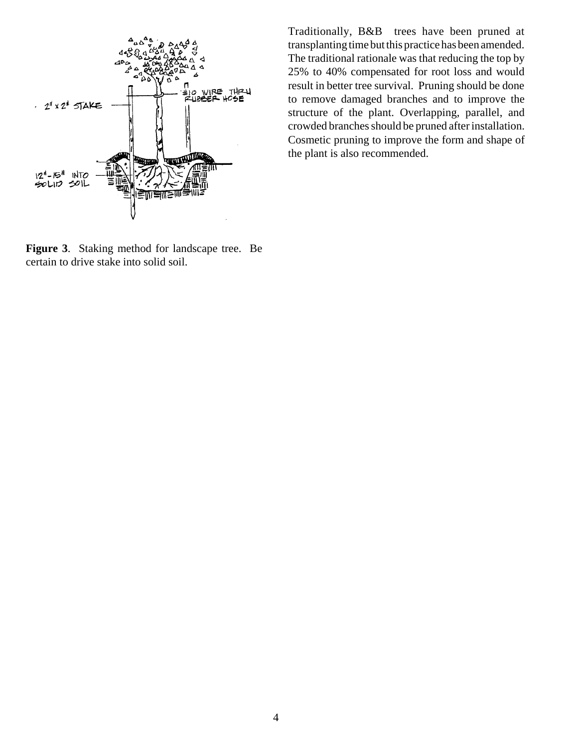2" x 2" STAKE

#10 WIRE THRU RUBBER HOSE

12"-15" INTO SOLID SOIL

**Figure 3**. Staking method for landscape tree. Be certain to drive stake into solid soil.

Traditionally, B&B trees have been pruned at transplanting time but this practice has been amended. The traditional rationale was that reducing the top by 25% to 40% compensated for root loss and would result in better tree survival. Pruning should be done to remove damaged branches and to improve the structure of the plant. Overlapping, parallel, and crowded branches should be pruned after installation. Cosmetic pruning to improve the form and shape of the plant is also recommended.